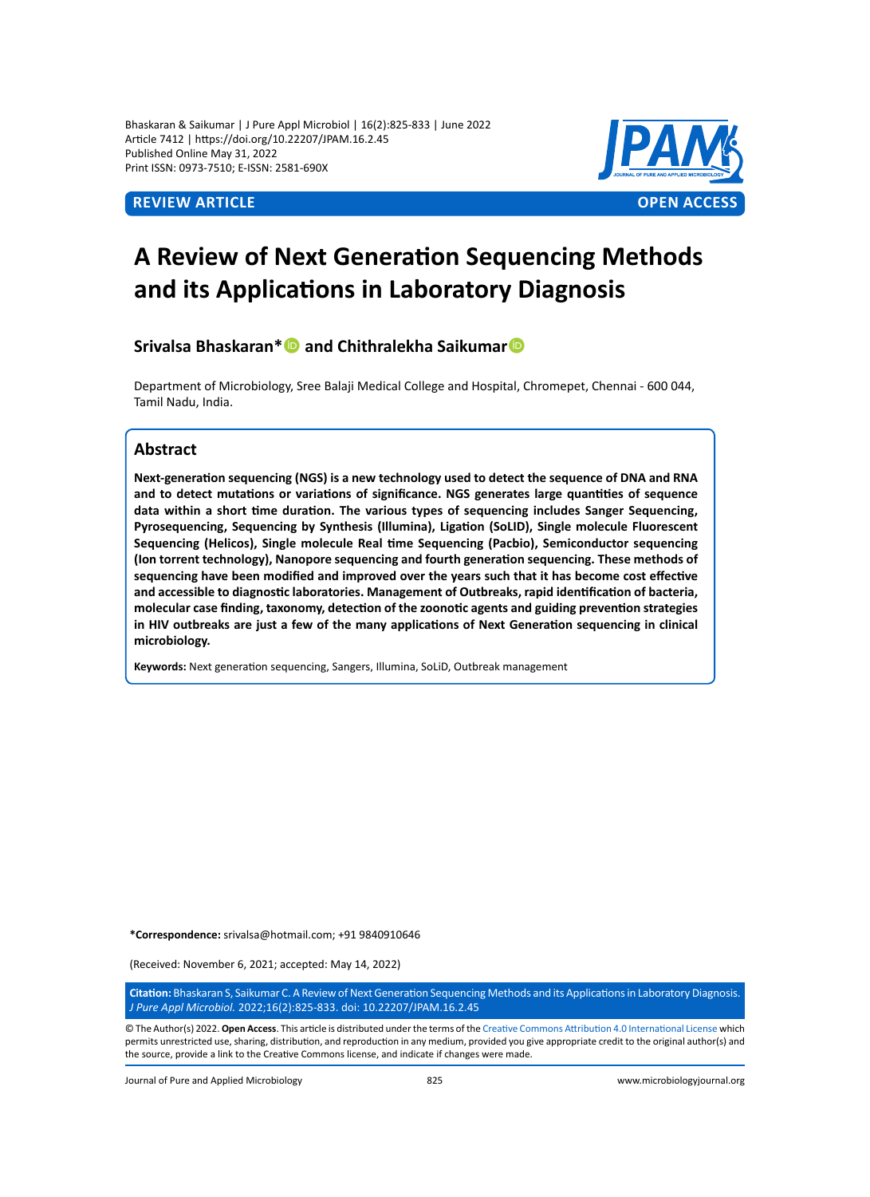Bhaskaran & Saikumar | J Pure Appl Microbiol | 16(2):825-833 | June 2022
Article 7412 | https://doi.org/10.22207/JPAM.16.2.45
Published Online May 31, 2022
Print ISSN: 0973-7510; E-ISSN: 2581-690X

**REVIEW ARTICLE** **OPEN ACCESS**

# A Review of Next Generation Sequencing Methods and its Applications in Laboratory Diagnosis

**Srivalsa Bhaskaran\* and Chithralekha Saikumar**

Department of Microbiology, Sree Balaji Medical College and Hospital, Chromepet, Chennai - 600 044, Tamil Nadu, India.

## Abstract

**Next-generation sequencing (NGS) is a new technology used to detect the sequence of DNA and RNA and to detect mutations or variations of significance. NGS generates large quantities of sequence data within a short time duration. The various types of sequencing includes Sanger Sequencing, Pyrosequencing, Sequencing by Synthesis (Illumina), Ligation (SoLID), Single molecule Fluorescent Sequencing (Helicos), Single molecule Real time Sequencing (Pacbio), Semiconductor sequencing (Ion torrent technology), Nanopore sequencing and fourth generation sequencing. These methods of sequencing have been modified and improved over the years such that it has become cost effective and accessible to diagnostic laboratories. Management of Outbreaks, rapid identification of bacteria, molecular case finding, taxonomy, detection of the zoonotic agents and guiding prevention strategies in HIV outbreaks are just a few of the many applications of Next Generation sequencing in clinical microbiology.**

**Keywords:** Next generation sequencing, Sangers, Illumina, SoLiD, Outbreak management

**\*Correspondence:** srivalsa@hotmail.com; +91 9840910646

(Received: November 6, 2021; accepted: May 14, 2022)

**Citation:** Bhaskaran S, Saikumar C. A Review of Next Generation Sequencing Methods and its Applications in Laboratory Diagnosis. *J Pure Appl Microbiol.* 2022;16(2):825-833. doi: 10.22207/JPAM.16.2.45

© The Author(s) 2022. **Open Access**. This article is distributed under the terms of the Creative Commons Attribution 4.0 International License which permits unrestricted use, sharing, distribution, and reproduction in any medium, provided you give appropriate credit to the original author(s) and the source, provide a link to the Creative Commons license, and indicate if changes were made.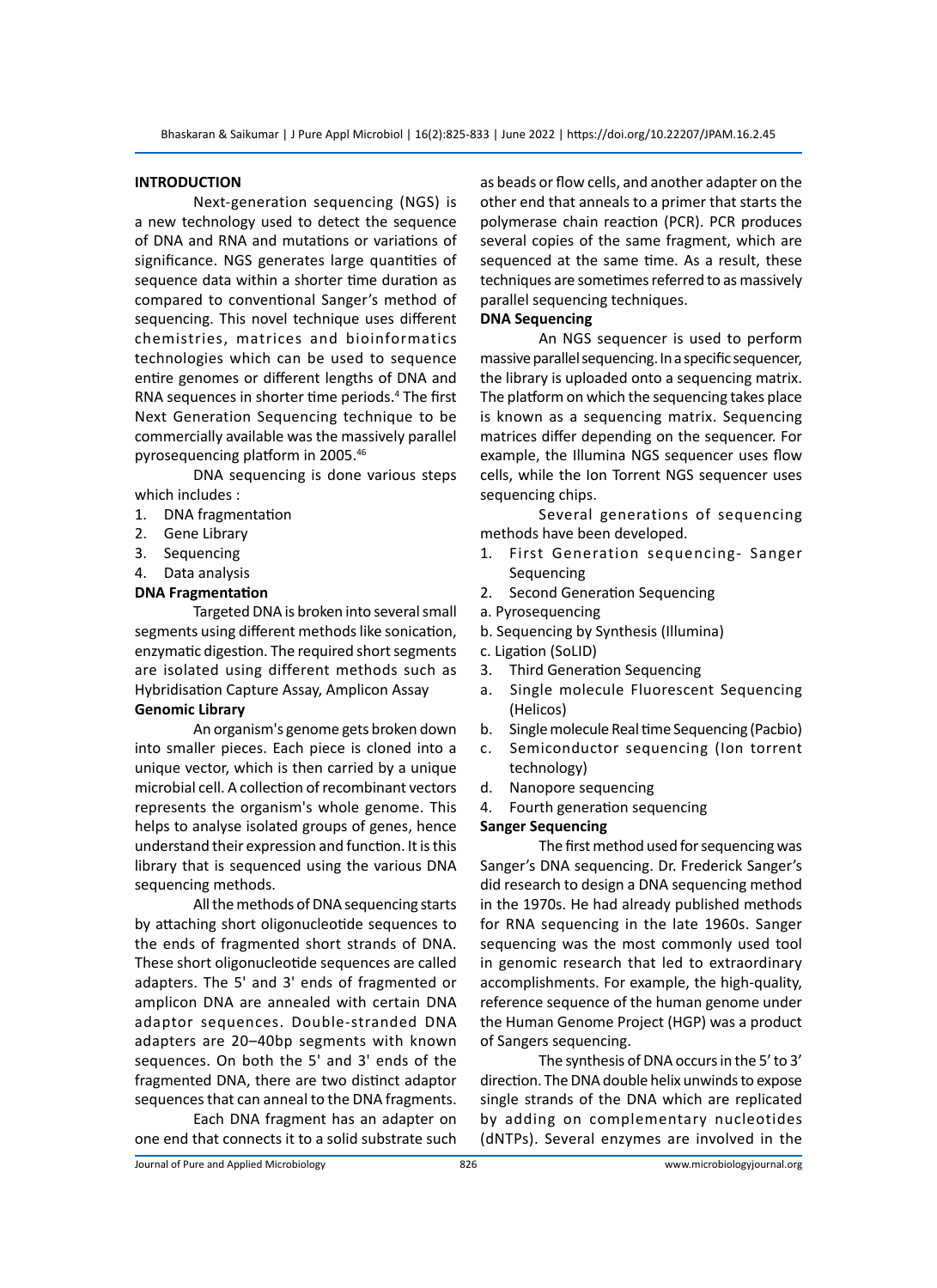## INTRODUCTION

Next-generation sequencing (NGS) is a new technology used to detect the sequence of DNA and RNA and mutations or variations of significance. NGS generates large quantities of sequence data within a shorter time duration as compared to conventional Sanger's method of sequencing. This novel technique uses different chemistries, matrices and bioinformatics technologies which can be used to sequence entire genomes or different lengths of DNA and RNA sequences in shorter time periods.[4] The first Next Generation Sequencing technique to be commercially available was the massively parallel pyrosequencing platform in 2005.[46]

DNA sequencing is done various steps which includes :

1. DNA fragmentation
2. Gene Library
3. Sequencing
4. Data analysis

### DNA Fragmentation

Targeted DNA is broken into several small segments using different methods like sonication, enzymatic digestion. The required short segments are isolated using different methods such as Hybridisation Capture Assay, Amplicon Assay

### Genomic Library

An organism's genome gets broken down into smaller pieces. Each piece is cloned into a unique vector, which is then carried by a unique microbial cell. A collection of recombinant vectors represents the organism's whole genome. This helps to analyse isolated groups of genes, hence understand their expression and function. It is this library that is sequenced using the various DNA sequencing methods.

All the methods of DNA sequencing starts by attaching short oligonucleotide sequences to the ends of fragmented short strands of DNA. These short oligonucleotide sequences are called adapters. The 5' and 3' ends of fragmented or amplicon DNA are annealed with certain DNA adaptor sequences. Double-stranded DNA adapters are 20–40bp segments with known sequences. On both the 5' and 3' ends of the fragmented DNA, there are two distinct adaptor sequences that can anneal to the DNA fragments.

Each DNA fragment has an adapter on one end that connects it to a solid substrate such as beads or flow cells, and another adapter on the other end that anneals to a primer that starts the polymerase chain reaction (PCR). PCR produces several copies of the same fragment, which are sequenced at the same time. As a result, these techniques are sometimes referred to as massively parallel sequencing techniques.

### DNA Sequencing

An NGS sequencer is used to perform massive parallel sequencing. In a specific sequencer, the library is uploaded onto a sequencing matrix. The platform on which the sequencing takes place is known as a sequencing matrix. Sequencing matrices differ depending on the sequencer. For example, the Illumina NGS sequencer uses flow cells, while the Ion Torrent NGS sequencer uses sequencing chips.

Several generations of sequencing methods have been developed.

1. First Generation sequencing- Sanger Sequencing
2. Second Generation Sequencing
   a. Pyrosequencing
   b. Sequencing by Synthesis (Illumina)
   c. Ligation (SoLID)
3. Third Generation Sequencing
   a. Single molecule Fluorescent Sequencing (Helicos)
   b. Single molecule Real time Sequencing (Pacbio)
   c. Semiconductor sequencing (Ion torrent technology)
   d. Nanopore sequencing
4. Fourth generation sequencing

### Sanger Sequencing

The first method used for sequencing was Sanger's DNA sequencing. Dr. Frederick Sanger's did research to design a DNA sequencing method in the 1970s. He had already published methods for RNA sequencing in the late 1960s. Sanger sequencing was the most commonly used tool in genomic research that led to extraordinary accomplishments. For example, the high-quality, reference sequence of the human genome under the Human Genome Project (HGP) was a product of Sangers sequencing.

The synthesis of DNA occurs in the 5' to 3' direction. The DNA double helix unwinds to expose single strands of the DNA which are replicated by adding on complementary nucleotides (dNTPs). Several enzymes are involved in the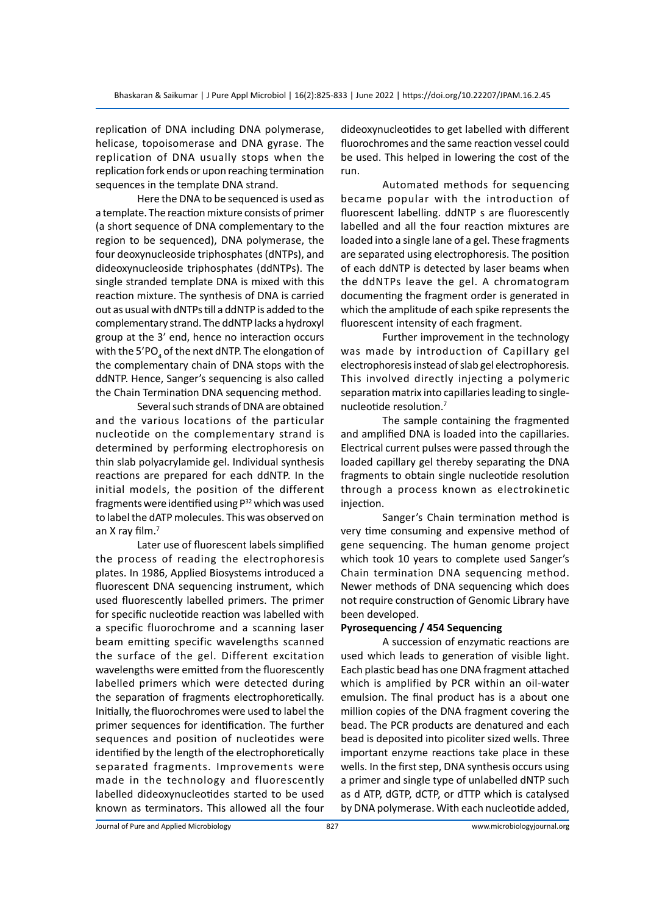replication of DNA including DNA polymerase, helicase, topoisomerase and DNA gyrase. The replication of DNA usually stops when the replication fork ends or upon reaching termination sequences in the template DNA strand.

Here the DNA to be sequenced is used as a template. The reaction mixture consists of primer (a short sequence of DNA complementary to the region to be sequenced), DNA polymerase, the four deoxynucleoside triphosphates (dNTPs), and dideoxynucleoside triphosphates (ddNTPs). The single stranded template DNA is mixed with this reaction mixture. The synthesis of DNA is carried out as usual with dNTPs till a ddNTP is added to the complementary strand. The ddNTP lacks a hydroxyl group at the 3' end, hence no interaction occurs with the $5'PO_4$ of the next dNTP. The elongation of the complementary chain of DNA stops with the ddNTP. Hence, Sanger's sequencing is also called the Chain Termination DNA sequencing method.

Several such strands of DNA are obtained and the various locations of the particular nucleotide on the complementary strand is determined by performing electrophoresis on thin slab polyacrylamide gel. Individual synthesis reactions are prepared for each ddNTP. In the initial models, the position of the different fragments were identified using $P^{32}$ which was used to label the dATP molecules. This was observed on an X ray film.[7]

Later use of fluorescent labels simplified the process of reading the electrophoresis plates. In 1986, Applied Biosystems introduced a fluorescent DNA sequencing instrument, which used fluorescently labelled primers. The primer for specific nucleotide reaction was labelled with a specific fluorochrome and a scanning laser beam emitting specific wavelengths scanned the surface of the gel. Different excitation wavelengths were emitted from the fluorescently labelled primers which were detected during the separation of fragments electrophoretically. Initially, the fluorochromes were used to label the primer sequences for identification. The further sequences and position of nucleotides were identified by the length of the electrophoretically separated fragments. Improvements were made in the technology and fluorescently labelled dideoxynucleotides started to be used known as terminators. This allowed all the four dideoxynucleotides to get labelled with different fluorochromes and the same reaction vessel could be used. This helped in lowering the cost of the run.

Automated methods for sequencing became popular with the introduction of fluorescent labelling. ddNTP s are fluorescently labelled and all the four reaction mixtures are loaded into a single lane of a gel. These fragments are separated using electrophoresis. The position of each ddNTP is detected by laser beams when the ddNTPs leave the gel. A chromatogram documenting the fragment order is generated in which the amplitude of each spike represents the fluorescent intensity of each fragment.

Further improvement in the technology was made by introduction of Capillary gel electrophoresis instead of slab gel electrophoresis. This involved directly injecting a polymeric separation matrix into capillaries leading to single-nucleotide resolution.[7]

The sample containing the fragmented and amplified DNA is loaded into the capillaries. Electrical current pulses were passed through the loaded capillary gel thereby separating the DNA fragments to obtain single nucleotide resolution through a process known as electrokinetic injection.

Sanger's Chain termination method is very time consuming and expensive method of gene sequencing. The human genome project which took 10 years to complete used Sanger's Chain termination DNA sequencing method. Newer methods of DNA sequencing which does not require construction of Genomic Library have been developed.

**Pyrosequencing / 454 Sequencing**

A succession of enzymatic reactions are used which leads to generation of visible light. Each plastic bead has one DNA fragment attached which is amplified by PCR within an oil-water emulsion. The final product has is a about one million copies of the DNA fragment covering the bead. The PCR products are denatured and each bead is deposited into picoliter sized wells. Three important enzyme reactions take place in these wells. In the first step, DNA synthesis occurs using a primer and single type of unlabelled dNTP such as d ATP, dGTP, dCTP, or dTTP which is catalysed by DNA polymerase. With each nucleotide added,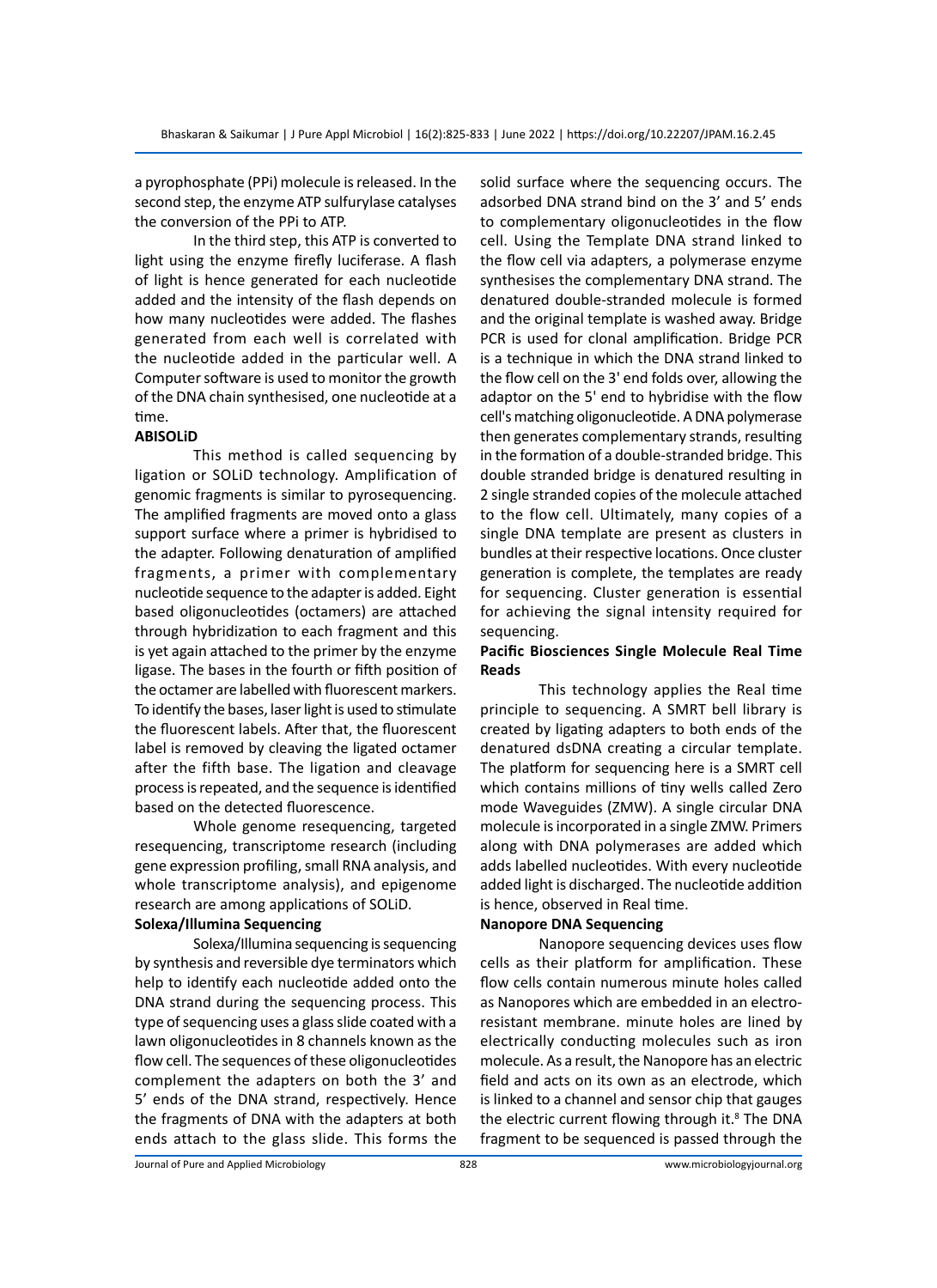a pyrophosphate (PPi) molecule is released. In the second step, the enzyme ATP sulfurylase catalyses the conversion of the PPi to ATP.

In the third step, this ATP is converted to light using the enzyme firefly luciferase. A flash of light is hence generated for each nucleotide added and the intensity of the flash depends on how many nucleotides were added. The flashes generated from each well is correlated with the nucleotide added in the particular well. A Computer software is used to monitor the growth of the DNA chain synthesised, one nucleotide at a time.

**ABISOLiD**

This method is called sequencing by ligation or SOLiD technology. Amplification of genomic fragments is similar to pyrosequencing. The amplified fragments are moved onto a glass support surface where a primer is hybridised to the adapter. Following denaturation of amplified fragments, a primer with complementary nucleotide sequence to the adapter is added. Eight based oligonucleotides (octamers) are attached through hybridization to each fragment and this is yet again attached to the primer by the enzyme ligase. The bases in the fourth or fifth position of the octamer are labelled with fluorescent markers. To identify the bases, laser light is used to stimulate the fluorescent labels. After that, the fluorescent label is removed by cleaving the ligated octamer after the fifth base. The ligation and cleavage process is repeated, and the sequence is identified based on the detected fluorescence.

Whole genome resequencing, targeted resequencing, transcriptome research (including gene expression profiling, small RNA analysis, and whole transcriptome analysis), and epigenome research are among applications of SOLiD.

**Solexa/Illumina Sequencing**

Solexa/Illumina sequencing is sequencing by synthesis and reversible dye terminators which help to identify each nucleotide added onto the DNA strand during the sequencing process. This type of sequencing uses a glass slide coated with a lawn oligonucleotides in 8 channels known as the flow cell. The sequences of these oligonucleotides complement the adapters on both the 3' and 5' ends of the DNA strand, respectively. Hence the fragments of DNA with the adapters at both ends attach to the glass slide. This forms the solid surface where the sequencing occurs. The adsorbed DNA strand bind on the 3' and 5' ends to complementary oligonucleotides in the flow cell. Using the Template DNA strand linked to the flow cell via adapters, a polymerase enzyme synthesises the complementary DNA strand. The denatured double-stranded molecule is formed and the original template is washed away. Bridge PCR is used for clonal amplification. Bridge PCR is a technique in which the DNA strand linked to the flow cell on the 3' end folds over, allowing the adaptor on the 5' end to hybridise with the flow cell's matching oligonucleotide. A DNA polymerase then generates complementary strands, resulting in the formation of a double-stranded bridge. This double stranded bridge is denatured resulting in 2 single stranded copies of the molecule attached to the flow cell. Ultimately, many copies of a single DNA template are present as clusters in bundles at their respective locations. Once cluster generation is complete, the templates are ready for sequencing. Cluster generation is essential for achieving the signal intensity required for sequencing.

**Pacific Biosciences Single Molecule Real Time Reads**

This technology applies the Real time principle to sequencing. A SMRT bell library is created by ligating adapters to both ends of the denatured dsDNA creating a circular template. The platform for sequencing here is a SMRT cell which contains millions of tiny wells called Zero mode Waveguides (ZMW). A single circular DNA molecule is incorporated in a single ZMW. Primers along with DNA polymerases are added which adds labelled nucleotides. With every nucleotide added light is discharged. The nucleotide addition is hence, observed in Real time.

**Nanopore DNA Sequencing**

Nanopore sequencing devices uses flow cells as their platform for amplification. These flow cells contain numerous minute holes called as Nanopores which are embedded in an electro-resistant membrane. minute holes are lined by electrically conducting molecules such as iron molecule. As a result, the Nanopore has an electric field and acts on its own as an electrode, which is linked to a channel and sensor chip that gauges the electric current flowing through it.[8] The DNA fragment to be sequenced is passed through the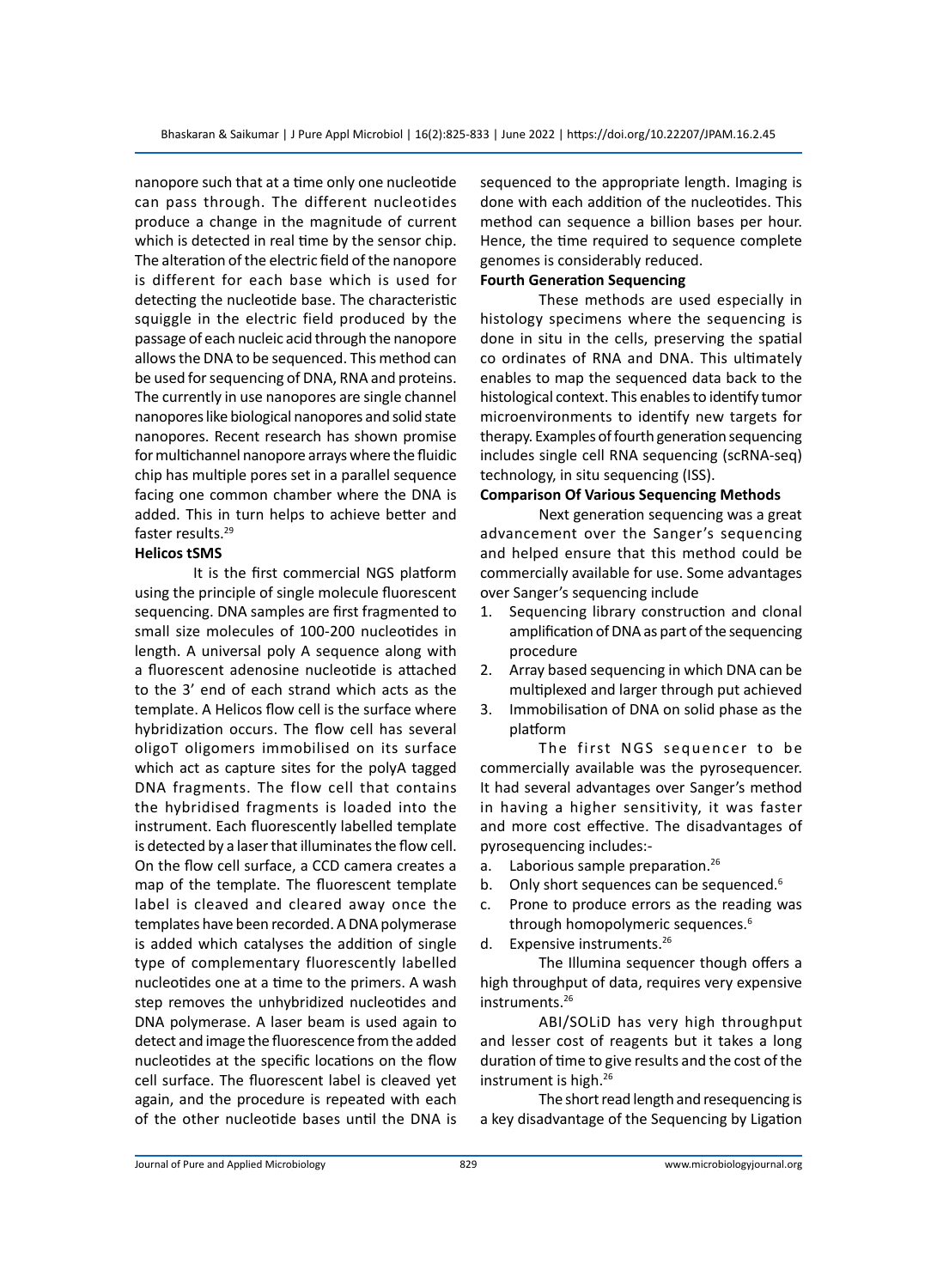nanopore such that at a time only one nucleotide can pass through. The different nucleotides produce a change in the magnitude of current which is detected in real time by the sensor chip. The alteration of the electric field of the nanopore is different for each base which is used for detecting the nucleotide base. The characteristic squiggle in the electric field produced by the passage of each nucleic acid through the nanopore allows the DNA to be sequenced. This method can be used for sequencing of DNA, RNA and proteins. The currently in use nanopores are single channel nanopores like biological nanopores and solid state nanopores. Recent research has shown promise for multichannel nanopore arrays where the fluidic chip has multiple pores set in a parallel sequence facing one common chamber where the DNA is added. This in turn helps to achieve better and faster results.[29]

**Helicos tSMS**

It is the first commercial NGS platform using the principle of single molecule fluorescent sequencing. DNA samples are first fragmented to small size molecules of 100-200 nucleotides in length. A universal poly A sequence along with a fluorescent adenosine nucleotide is attached to the 3' end of each strand which acts as the template. A Helicos flow cell is the surface where hybridization occurs. The flow cell has several oligoT oligomers immobilised on its surface which act as capture sites for the polyA tagged DNA fragments. The flow cell that contains the hybridised fragments is loaded into the instrument. Each fluorescently labelled template is detected by a laser that illuminates the flow cell. On the flow cell surface, a CCD camera creates a map of the template. The fluorescent template label is cleaved and cleared away once the templates have been recorded. A DNA polymerase is added which catalyses the addition of single type of complementary fluorescently labelled nucleotides one at a time to the primers. A wash step removes the unhybridized nucleotides and DNA polymerase. A laser beam is used again to detect and image the fluorescence from the added nucleotides at the specific locations on the flow cell surface. The fluorescent label is cleaved yet again, and the procedure is repeated with each of the other nucleotide bases until the DNA is sequenced to the appropriate length. Imaging is done with each addition of the nucleotides. This method can sequence a billion bases per hour. Hence, the time required to sequence complete genomes is considerably reduced.

**Fourth Generation Sequencing**

These methods are used especially in histology specimens where the sequencing is done in situ in the cells, preserving the spatial co ordinates of RNA and DNA. This ultimately enables to map the sequenced data back to the histological context. This enables to identify tumor microenvironments to identify new targets for therapy. Examples of fourth generation sequencing includes single cell RNA sequencing (scRNA-seq) technology, in situ sequencing (ISS).

**Comparison Of Various Sequencing Methods**

Next generation sequencing was a great advancement over the Sanger's sequencing and helped ensure that this method could be commercially available for use. Some advantages over Sanger's sequencing include

1. Sequencing library construction and clonal amplification of DNA as part of the sequencing procedure
2. Array based sequencing in which DNA can be multiplexed and larger through put achieved
3. Immobilisation of DNA on solid phase as the platform

The first NGS sequencer to be commercially available was the pyrosequencer. It had several advantages over Sanger's method in having a higher sensitivity, it was faster and more cost effective. The disadvantages of pyrosequencing includes:-

a. Laborious sample preparation.[26]
b. Only short sequences can be sequenced.[6]
c. Prone to produce errors as the reading was through homopolymeric sequences.[6]
d. Expensive instruments.[26]

The Illumina sequencer though offers a high throughput of data, requires very expensive instruments.[26]

ABI/SOLiD has very high throughput and lesser cost of reagents but it takes a long duration of time to give results and the cost of the instrument is high.[26]

The short read length and resequencing is a key disadvantage of the Sequencing by Ligation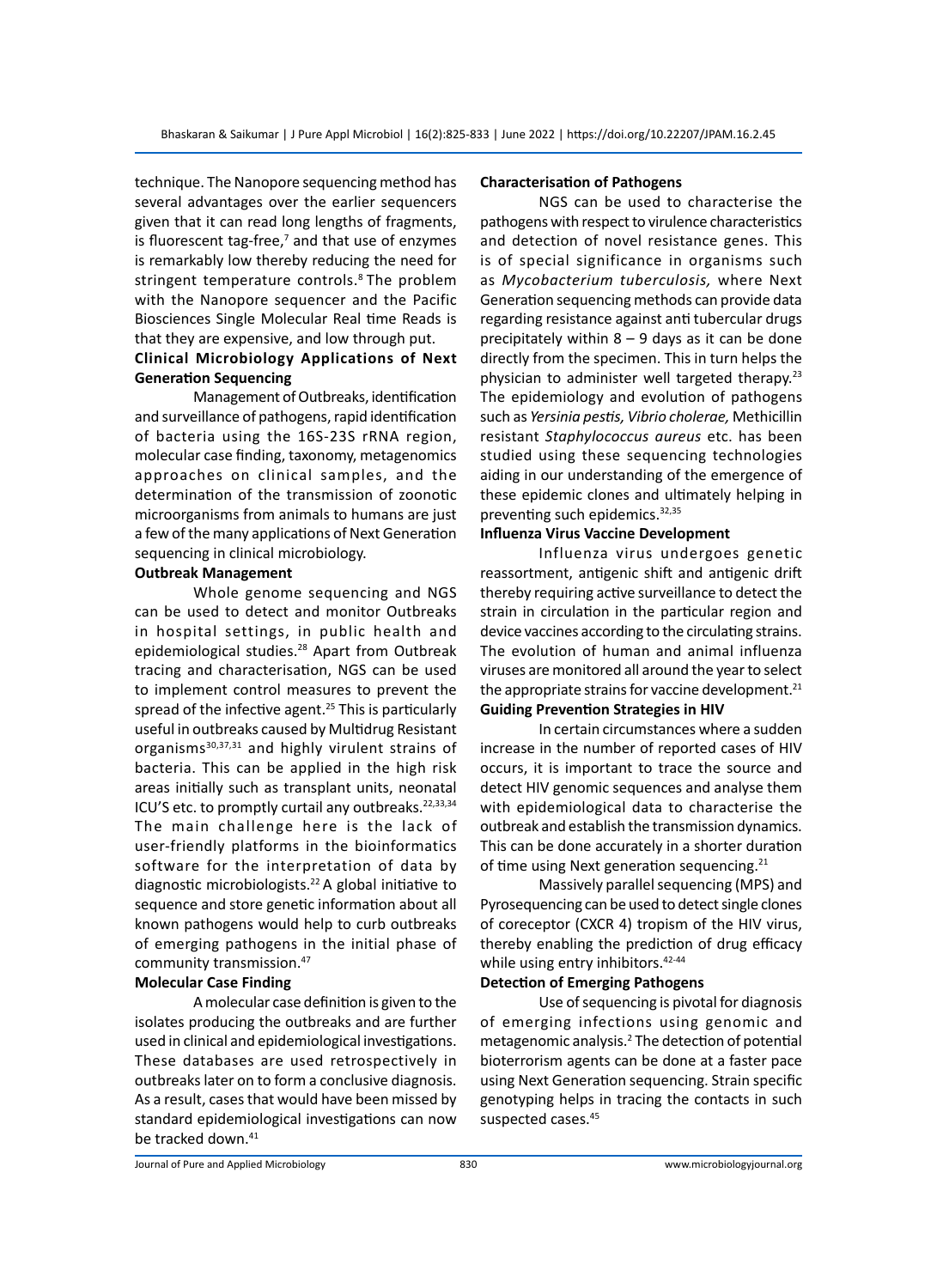technique. The Nanopore sequencing method has several advantages over the earlier sequencers given that it can read long lengths of fragments, is fluorescent tag-free,[7] and that use of enzymes is remarkably low thereby reducing the need for stringent temperature controls.[8] The problem with the Nanopore sequencer and the Pacific Biosciences Single Molecular Real time Reads is that they are expensive, and low through put.

## Clinical Microbiology Applications of Next Generation Sequencing

Management of Outbreaks, identification and surveillance of pathogens, rapid identification of bacteria using the 16S-23S rRNA region, molecular case finding, taxonomy, metagenomics approaches on clinical samples, and the determination of the transmission of zoonotic microorganisms from animals to humans are just a few of the many applications of Next Generation sequencing in clinical microbiology.

### Outbreak Management

Whole genome sequencing and NGS can be used to detect and monitor Outbreaks in hospital settings, in public health and epidemiological studies.[28] Apart from Outbreak tracing and characterisation, NGS can be used to implement control measures to prevent the spread of the infective agent.[25] This is particularly useful in outbreaks caused by Multidrug Resistant organisms[30,37,31] and highly virulent strains of bacteria. This can be applied in the high risk areas initially such as transplant units, neonatal ICU'S etc. to promptly curtail any outbreaks.[22,33,34] The main challenge here is the lack of user-friendly platforms in the bioinformatics software for the interpretation of data by diagnostic microbiologists.[22] A global initiative to sequence and store genetic information about all known pathogens would help to curb outbreaks of emerging pathogens in the initial phase of community transmission.[47]

### Molecular Case Finding

A molecular case definition is given to the isolates producing the outbreaks and are further used in clinical and epidemiological investigations. These databases are used retrospectively in outbreaks later on to form a conclusive diagnosis. As a result, cases that would have been missed by standard epidemiological investigations can now be tracked down.[41]

### Characterisation of Pathogens

NGS can be used to characterise the pathogens with respect to virulence characteristics and detection of novel resistance genes. This is of special significance in organisms such as *Mycobacterium tuberculosis,* where Next Generation sequencing methods can provide data regarding resistance against anti tubercular drugs precipitately within 8 – 9 days as it can be done directly from the specimen. This in turn helps the physician to administer well targeted therapy.[23] The epidemiology and evolution of pathogens such as *Yersinia pestis, Vibrio cholerae,* Methicillin resistant *Staphylococcus aureus* etc. has been studied using these sequencing technologies aiding in our understanding of the emergence of these epidemic clones and ultimately helping in preventing such epidemics.[32,35]

### Influenza Virus Vaccine Development

Influenza virus undergoes genetic reassortment, antigenic shift and antigenic drift thereby requiring active surveillance to detect the strain in circulation in the particular region and device vaccines according to the circulating strains. The evolution of human and animal influenza viruses are monitored all around the year to select the appropriate strains for vaccine development.[21]

### Guiding Prevention Strategies in HIV

In certain circumstances where a sudden increase in the number of reported cases of HIV occurs, it is important to trace the source and detect HIV genomic sequences and analyse them with epidemiological data to characterise the outbreak and establish the transmission dynamics. This can be done accurately in a shorter duration of time using Next generation sequencing.[21]

Massively parallel sequencing (MPS) and Pyrosequencing can be used to detect single clones of coreceptor (CXCR 4) tropism of the HIV virus, thereby enabling the prediction of drug efficacy while using entry inhibitors.[42-44]

### Detection of Emerging Pathogens

Use of sequencing is pivotal for diagnosis of emerging infections using genomic and metagenomic analysis.[2] The detection of potential bioterrorism agents can be done at a faster pace using Next Generation sequencing. Strain specific genotyping helps in tracing the contacts in such suspected cases.[45]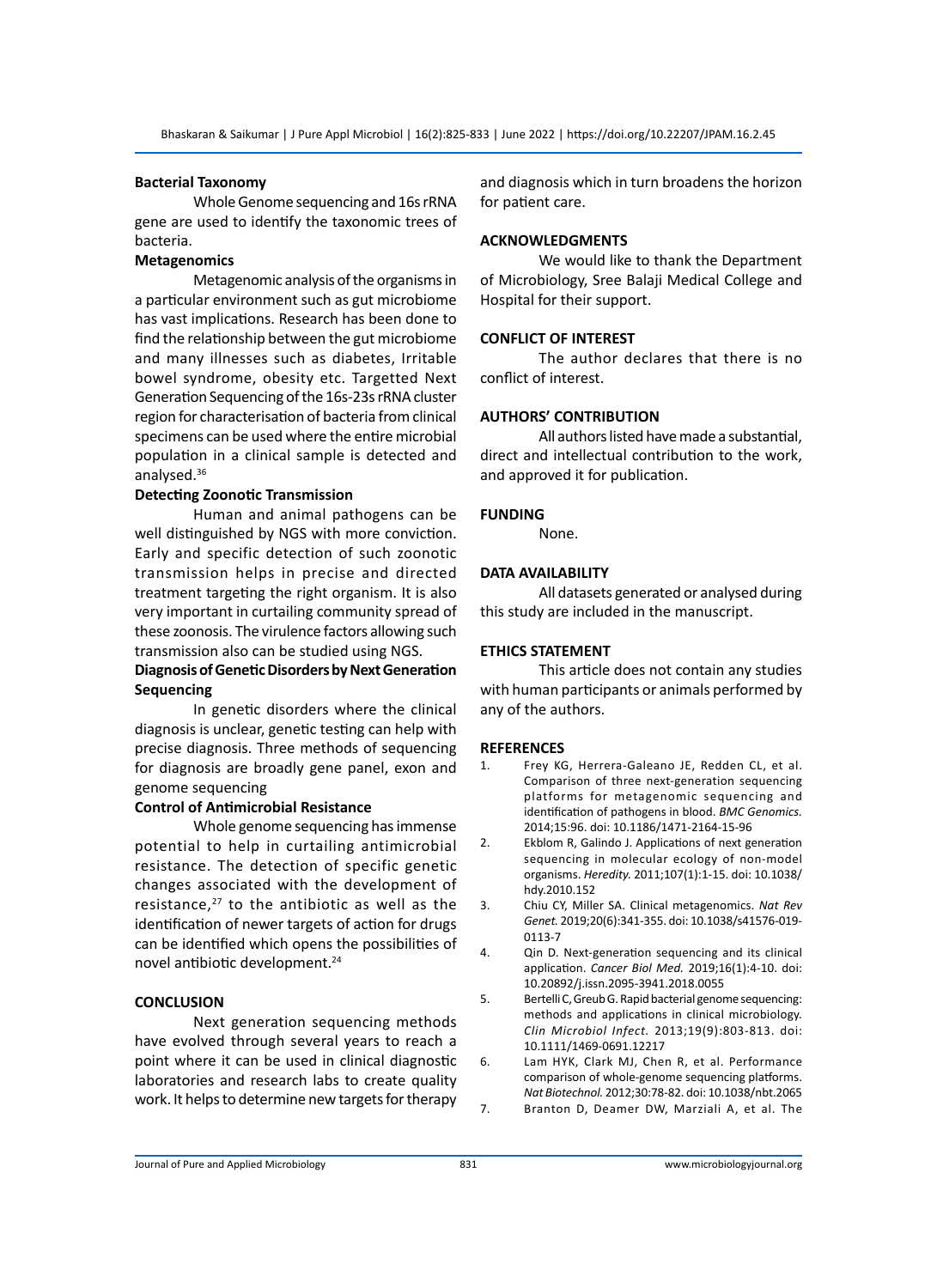### Bacterial Taxonomy

Whole Genome sequencing and 16s rRNA gene are used to identify the taxonomic trees of bacteria.

### Metagenomics

Metagenomic analysis of the organisms in a particular environment such as gut microbiome has vast implications. Research has been done to find the relationship between the gut microbiome and many illnesses such as diabetes, Irritable bowel syndrome, obesity etc. Targetted Next Generation Sequencing of the 16s-23s rRNA cluster region for characterisation of bacteria from clinical specimens can be used where the entire microbial population in a clinical sample is detected and analysed.[36]

### Detecting Zoonotic Transmission

Human and animal pathogens can be well distinguished by NGS with more conviction. Early and specific detection of such zoonotic transmission helps in precise and directed treatment targeting the right organism. It is also very important in curtailing community spread of these zoonosis. The virulence factors allowing such transmission also can be studied using NGS.

### Diagnosis of Genetic Disorders by Next Generation Sequencing

In genetic disorders where the clinical diagnosis is unclear, genetic testing can help with precise diagnosis. Three methods of sequencing for diagnosis are broadly gene panel, exon and genome sequencing

### Control of Antimicrobial Resistance

Whole genome sequencing has immense potential to help in curtailing antimicrobial resistance. The detection of specific genetic changes associated with the development of resistance,[27] to the antibiotic as well as the identification of newer targets of action for drugs can be identified which opens the possibilities of novel antibiotic development.[24]

## CONCLUSION

Next generation sequencing methods have evolved through several years to reach a point where it can be used in clinical diagnostic laboratories and research labs to create quality work. It helps to determine new targets for therapy and diagnosis which in turn broadens the horizon for patient care.

## ACKNOWLEDGMENTS

We would like to thank the Department of Microbiology, Sree Balaji Medical College and Hospital for their support.

## CONFLICT OF INTEREST

The author declares that there is no conflict of interest.

## AUTHORS' CONTRIBUTION

All authors listed have made a substantial, direct and intellectual contribution to the work, and approved it for publication.

## FUNDING

None.

## DATA AVAILABILITY

All datasets generated or analysed during this study are included in the manuscript.

## ETHICS STATEMENT

This article does not contain any studies with human participants or animals performed by any of the authors.

## REFERENCES

1. Frey KG, Herrera-Galeano JE, Redden CL, et al. Comparison of three next-generation sequencing platforms for metagenomic sequencing and identification of pathogens in blood. *BMC Genomics.* 2014;15:96. doi: 10.1186/1471-2164-15-96
2. Ekblom R, Galindo J. Applications of next generation sequencing in molecular ecology of non-model organisms. *Heredity.* 2011;107(1):1-15. doi: 10.1038/hdy.2010.152
3. Chiu CY, Miller SA. Clinical metagenomics. *Nat Rev Genet.* 2019;20(6):341-355. doi: 10.1038/s41576-019-0113-7
4. Qin D. Next-generation sequencing and its clinical application. *Cancer Biol Med.* 2019;16(1):4-10. doi: 10.20892/j.issn.2095-3941.2018.0055
5. Bertelli C, Greub G. Rapid bacterial genome sequencing: methods and applications in clinical microbiology. *Clin Microbiol Infect.* 2013;19(9):803-813. doi: 10.1111/1469-0691.12217
6. Lam HYK, Clark MJ, Chen R, et al. Performance comparison of whole-genome sequencing platforms. *Nat Biotechnol.* 2012;30:78-82. doi: 10.1038/nbt.2065
7. Branton D, Deamer DW, Marziali A, et al. The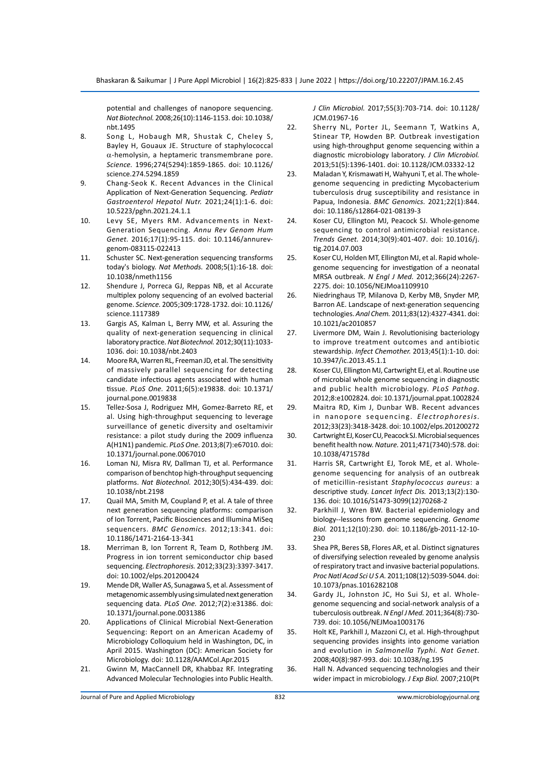potential and challenges of nanopore sequencing. *Nat Biotechnol.* 2008;26(10):1146-1153. doi: 10.1038/nbt.1495

8. Song L, Hobaugh MR, Shustak C, Cheley S, Bayley H, Gouaux JE. Structure of staphylococcal $\alpha$-hemolysin, a heptameric transmembrane pore. *Science.* 1996;274(5294):1859-1865. doi: 10.1126/science.274.5294.1859
9. Chang-Seok K. Recent Advances in the Clinical Application of Next-Generation Sequencing. *Pediatr Gastroenterol Hepatol Nutr.* 2021;24(1):1-6. doi: 10.5223/pghn.2021.24.1.1
10. Levy SE, Myers RM. Advancements in Next-Generation Sequencing. *Annu Rev Genom Hum Genet.* 2016;17(1):95-115. doi: 10.1146/annurev-genom-083115-022413
11. Schuster SC. Next-generation sequencing transforms today's biology. *Nat Methods.* 2008;5(1):16-18. doi: 10.1038/nmeth1156
12. Shendure J, Porreca GJ, Reppas NB, et al Accurate multiplex polony sequencing of an evolved bacterial genome. *Science.* 2005;309:1728-1732. doi: 10.1126/science.1117389
13. Gargis AS, Kalman L, Berry MW, et al. Assuring the quality of next-generation sequencing in clinical laboratory practice. *Nat Biotechnol.* 2012;30(11):1033-1036. doi: 10.1038/nbt.2403
14. Moore RA, Warren RL, Freeman JD, et al. The sensitivity of massively parallel sequencing for detecting candidate infectious agents associated with human tissue. *PLoS One.* 2011;6(5):e19838. doi: 10.1371/journal.pone.0019838
15. Tellez-Sosa J, Rodriguez MH, Gomez-Barreto RE, et al. Using high-throughput sequencing to leverage surveillance of genetic diversity and oseltamivir resistance: a pilot study during the 2009 influenza A(H1N1) pandemic. *PLoS One.* 2013;8(7):e67010. doi: 10.1371/journal.pone.0067010
16. Loman NJ, Misra RV, Dallman TJ, et al. Performance comparison of benchtop high-throughput sequencing platforms. *Nat Biotechnol.* 2012;30(5):434-439. doi: 10.1038/nbt.2198
17. Quail MA, Smith M, Coupland P, et al. A tale of three next generation sequencing platforms: comparison of Ion Torrent, Pacific Biosciences and Illumina MiSeq sequencers. *BMC Genomics.* 2012;13:341. doi: 10.1186/1471-2164-13-341
18. Merriman B, Ion Torrent R, Team D, Rothberg JM. Progress in ion torrent semiconductor chip based sequencing. *Electrophoresis.* 2012;33(23):3397-3417. doi: 10.1002/elps.201200424
19. Mende DR, Waller AS, Sunagawa S, et al. Assessment of metagenomic assembly using simulated next generation sequencing data. *PLoS One.* 2012;7(2):e31386. doi: 10.1371/journal.pone.0031386
20. Applications of Clinical Microbial Next-Generation Sequencing: Report on an American Academy of Microbiology Colloquium held in Washington, DC, in April 2015. Washington (DC): American Society for Microbiology. doi: 10.1128/AAMCol.Apr.2015
21. Gwinn M, MacCannell DR, Khabbaz RF. Integrating Advanced Molecular Technologies into Public Health. *J Clin Microbiol.* 2017;55(3):703-714. doi: 10.1128/JCM.01967-16
22. Sherry NL, Porter JL, Seemann T, Watkins A, Stinear TP, Howden BP. Outbreak investigation using high-throughput genome sequencing within a diagnostic microbiology laboratory. *J Clin Microbiol.* 2013;51(5):1396-1401. doi: 10.1128/JCM.03332-12
23. Maladan Y, Krismawati H, Wahyuni T, et al. The whole-genome sequencing in predicting Mycobacterium tuberculosis drug susceptibility and resistance in Papua, Indonesia. *BMC Genomics.* 2021;22(1):844. doi: 10.1186/s12864-021-08139-3
24. Koser CU, Ellington MJ, Peacock SJ. Whole-genome sequencing to control antimicrobial resistance. *Trends Genet.* 2014;30(9):401-407. doi: 10.1016/j.tig.2014.07.003
25. Koser CU, Holden MT, Ellington MJ, et al. Rapid whole-genome sequencing for investigation of a neonatal MRSA outbreak. *N Engl J Med.* 2012;366(24):2267-2275. doi: 10.1056/NEJMoa1109910
26. Niedringhaus TP, Milanova D, Kerby MB, Snyder MP, Barron AE. Landscape of next-generation sequencing technologies. *Anal Chem.* 2011;83(12):4327-4341. doi: 10.1021/ac2010857
27. Livermore DM, Wain J. Revolutionising bacteriology to improve treatment outcomes and antibiotic stewardship. *Infect Chemother.* 2013;45(1):1-10. doi: 10.3947/ic.2013.45.1.1
28. Koser CU, Ellington MJ, Cartwright EJ, et al. Routine use of microbial whole genome sequencing in diagnostic and public health microbiology. *PLoS Pathog.* 2012;8:e1002824. doi: 10.1371/journal.ppat.1002824
29. Maitra RD, Kim J, Dunbar WB. Recent advances in nanopore sequencing. *Electrophoresis.* 2012;33(23):3418-3428. doi: 10.1002/elps.201200272
30. Cartwright EJ, Koser CU, Peacock SJ. Microbial sequences benefit health now. *Nature.* 2011;471(7340):578. doi: 10.1038/471578d
31. Harris SR, Cartwright EJ, Torok ME, et al. Whole-genome sequencing for analysis of an outbreak of meticillin-resistant *Staphylococcus aureus*: a descriptive study. *Lancet Infect Dis.* 2013;13(2):130-136. doi: 10.1016/S1473-3099(12)70268-2
32. Parkhill J, Wren BW. Bacterial epidemiology and biology--lessons from genome sequencing. *Genome Biol.* 2011;12(10):230. doi: 10.1186/gb-2011-12-10-230
33. Shea PR, Beres SB, Flores AR, et al. Distinct signatures of diversifying selection revealed by genome analysis of respiratory tract and invasive bacterial populations. *Proc Natl Acad Sci U S A.* 2011;108(12):5039-5044. doi: 10.1073/pnas.1016282108
34. Gardy JL, Johnston JC, Ho Sui SJ, et al. Whole-genome sequencing and social-network analysis of a tuberculosis outbreak. *N Engl J Med.* 2011;364(8):730-739. doi: 10.1056/NEJMoa1003176
35. Holt KE, Parkhill J, Mazzoni CJ, et al. High-throughput sequencing provides insights into genome variation and evolution in *Salmonella Typhi. Nat Genet.* 2008;40(8):987-993. doi: 10.1038/ng.195
36. Hall N. Advanced sequencing technologies and their wider impact in microbiology. *J Exp Biol.* 2007;210(Pt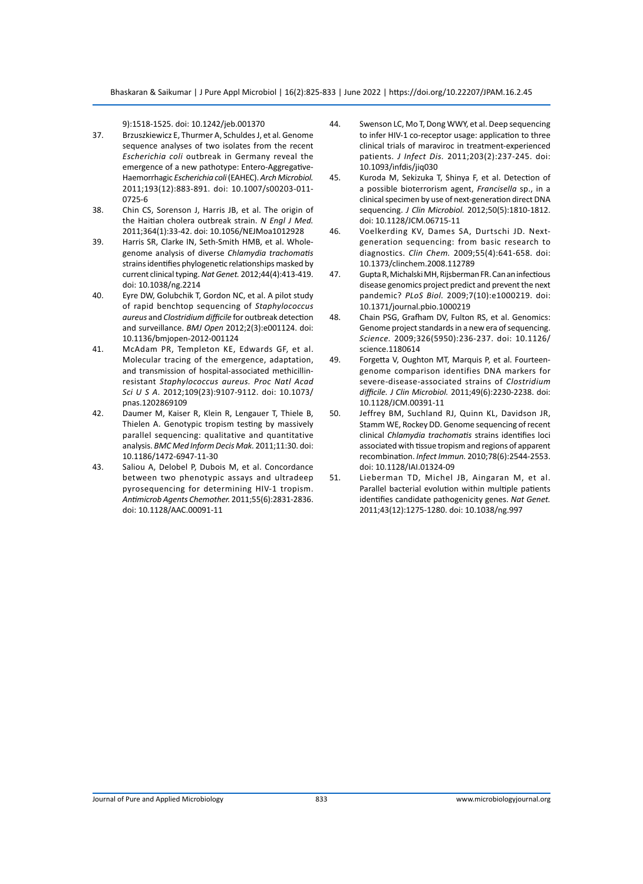9):1518-1525. doi: 10.1242/jeb.001370

37. Brzuszkiewicz E, Thurmer A, Schuldes J, et al. Genome sequence analyses of two isolates from the recent *Escherichia coli* outbreak in Germany reveal the emergence of a new pathotype: Entero-Aggregative-Haemorrhagic *Escherichia coli* (EAHEC). *Arch Microbiol.* 2011;193(12):883-891. doi: 10.1007/s00203-011-0725-6
38. Chin CS, Sorenson J, Harris JB, et al. The origin of the Haitian cholera outbreak strain. *N Engl J Med.* 2011;364(1):33-42. doi: 10.1056/NEJMoa1012928
39. Harris SR, Clarke IN, Seth-Smith HMB, et al. Whole-genome analysis of diverse *Chlamydia trachomatis* strains identifies phylogenetic relationships masked by current clinical typing. *Nat Genet.* 2012;44(4):413-419. doi: 10.1038/ng.2214
40. Eyre DW, Golubchik T, Gordon NC, et al. A pilot study of rapid benchtop sequencing of *Staphylococcus aureus* and *Clostridium difficile* for outbreak detection and surveillance. *BMJ Open* 2012;2(3):e001124. doi: 10.1136/bmjopen-2012-001124
41. McAdam PR, Templeton KE, Edwards GF, et al. Molecular tracing of the emergence, adaptation, and transmission of hospital-associated methicillin-resistant *Staphylococcus aureus. Proc Natl Acad Sci U S A.* 2012;109(23):9107-9112. doi: 10.1073/pnas.1202869109
42. Daumer M, Kaiser R, Klein R, Lengauer T, Thiele B, Thielen A. Genotypic tropism testing by massively parallel sequencing: qualitative and quantitative analysis. *BMC Med Inform Decis Mak.* 2011;11:30. doi: 10.1186/1472-6947-11-30
43. Saliou A, Delobel P, Dubois M, et al. Concordance between two phenotypic assays and ultradeep pyrosequencing for determining HIV-1 tropism. *Antimicrob Agents Chemother.* 2011;55(6):2831-2836. doi: 10.1128/AAC.00091-11
44. Swenson LC, Mo T, Dong WWY, et al. Deep sequencing to infer HIV-1 co-receptor usage: application to three clinical trials of maraviroc in treatment-experienced patients. *J Infect Dis.* 2011;203(2):237-245. doi: 10.1093/infdis/jiq030
45. Kuroda M, Sekizuka T, Shinya F, et al. Detection of a possible bioterrorism agent, *Francisella* sp., in a clinical specimen by use of next-generation direct DNA sequencing. *J Clin Microbiol.* 2012;50(5):1810-1812. doi: 10.1128/JCM.06715-11
46. Voelkerding KV, Dames SA, Durtschi JD. Next-generation sequencing: from basic research to diagnostics. *Clin Chem.* 2009;55(4):641-658. doi: 10.1373/clinchem.2008.112789
47. Gupta R, Michalski MH, Rijsberman FR. Can an infectious disease genomics project predict and prevent the next pandemic? *PLoS Biol.* 2009;7(10):e1000219. doi: 10.1371/journal.pbio.1000219
48. Chain PSG, Grafham DV, Fulton RS, et al. Genomics: Genome project standards in a new era of sequencing. *Science.* 2009;326(5950):236-237. doi: 10.1126/science.1180614
49. Forgetta V, Oughton MT, Marquis P, et al. Fourteen-genome comparison identifies DNA markers for severe-disease-associated strains of *Clostridium difficile. J Clin Microbiol.* 2011;49(6):2230-2238. doi: 10.1128/JCM.00391-11
50. Jeffrey BM, Suchland RJ, Quinn KL, Davidson JR, Stamm WE, Rockey DD. Genome sequencing of recent clinical *Chlamydia trachomatis* strains identifies loci associated with tissue tropism and regions of apparent recombination. *Infect Immun.* 2010;78(6):2544-2553. doi: 10.1128/IAI.01324-09
51. Lieberman TD, Michel JB, Aingaran M, et al. Parallel bacterial evolution within multiple patients identifies candidate pathogenicity genes. *Nat Genet.* 2011;43(12):1275-1280. doi: 10.1038/ng.997